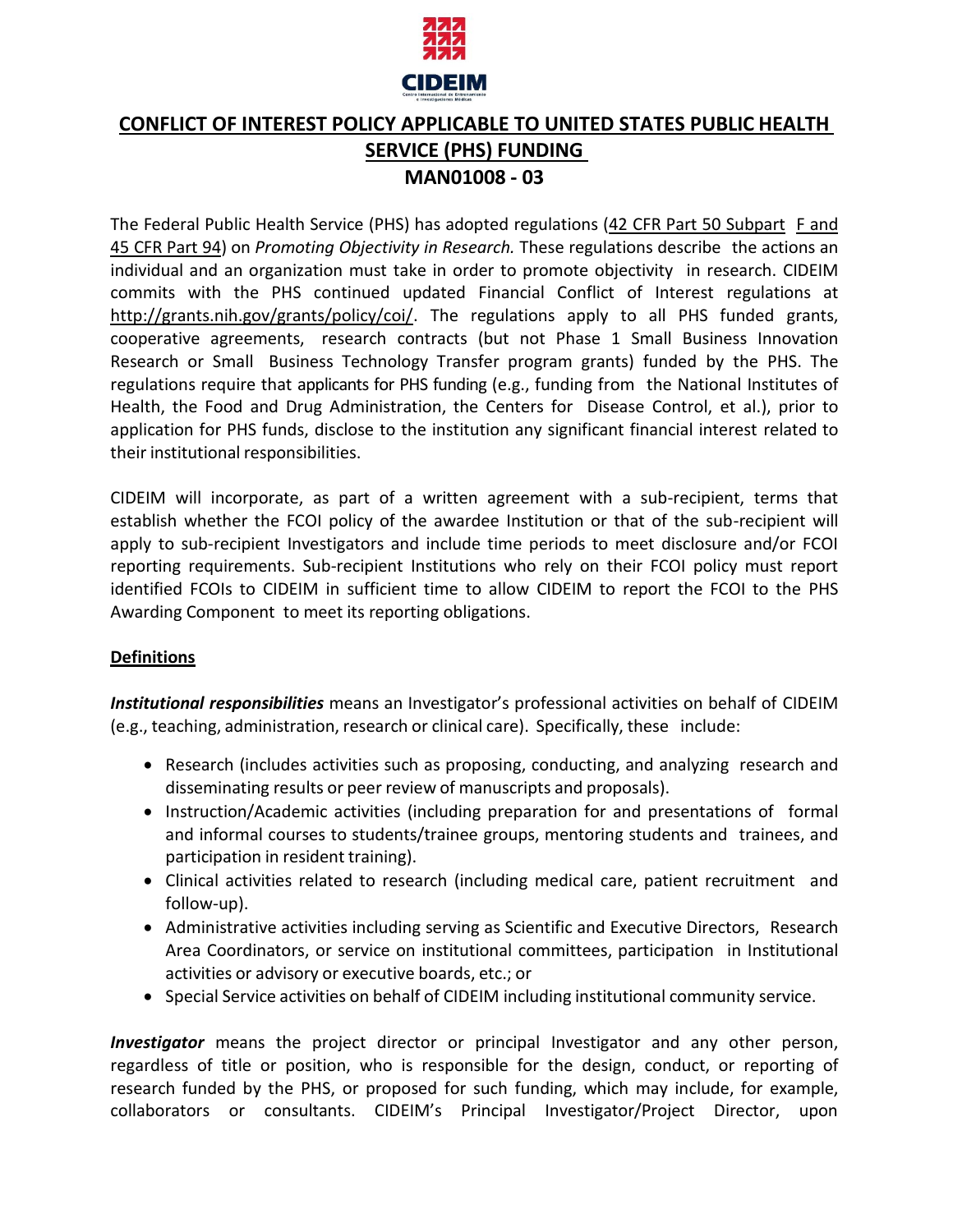CIDEIM

# CONFLICT OF INTEREST POLICY APPLICABLE TO UNITED STATES PUBLIC HEALTH SERVICE (PHS) FUNDING

## MAN01008 - 03

The Federal Public Health Service (PHS) has adopted regulations (42 CFR Part 50 Subpart F and 45 CFR Part 94) on *Promoting Objectivity in Research.* These regulations describe the actions an individual and an organization must take in order to promote objectivity in research. CIDEIM commits with the PHS continued updated Financial Conflict of Interest regulations at http://grants.nih.gov/grants/policy/coi/. The regulations apply to all PHS funded grants, cooperative agreements, research contracts (but not Phase 1 Small Business Innovation Research or Small Business Technology Transfer program grants) funded by the PHS. The regulations require that applicants for PHS funding (e.g., funding from the National Institutes of Health, the Food and Drug Administration, the Centers for Disease Control, et al.), prior to application for PHS funds, disclose to the institution any significant financial interest related to their institutional responsibilities.

CIDEIM will incorporate, as part of a written agreement with a sub-recipient, terms that establish whether the FCOI policy of the awardee Institution or that of the sub-recipient will apply to sub-recipient Investigators and include time periods to meet disclosure and/or FCOI reporting requirements. Sub-recipient Institutions who rely on their FCOI policy must report identified FCOIs to CIDEIM in sufficient time to allow CIDEIM to report the FCOI to the PHS Awarding Component to meet its reporting obligations.

### Definitions

***Institutional responsibilities*** means an Investigator's professional activities on behalf of CIDEIM (e.g., teaching, administration, research or clinical care). Specifically, these include:

- Research (includes activities such as proposing, conducting, and analyzing research and disseminating results or peer review of manuscripts and proposals).
- Instruction/Academic activities (including preparation for and presentations of formal and informal courses to students/trainee groups, mentoring students and trainees, and participation in resident training).
- Clinical activities related to research (including medical care, patient recruitment and follow-up).
- Administrative activities including serving as Scientific and Executive Directors, Research Area Coordinators, or service on institutional committees, participation in Institutional activities or advisory or executive boards, etc.; or
- Special Service activities on behalf of CIDEIM including institutional community service.

***Investigator*** means the project director or principal Investigator and any other person, regardless of title or position, who is responsible for the design, conduct, or reporting of research funded by the PHS, or proposed for such funding, which may include, for example, collaborators or consultants. CIDEIM's Principal Investigator/Project Director, upon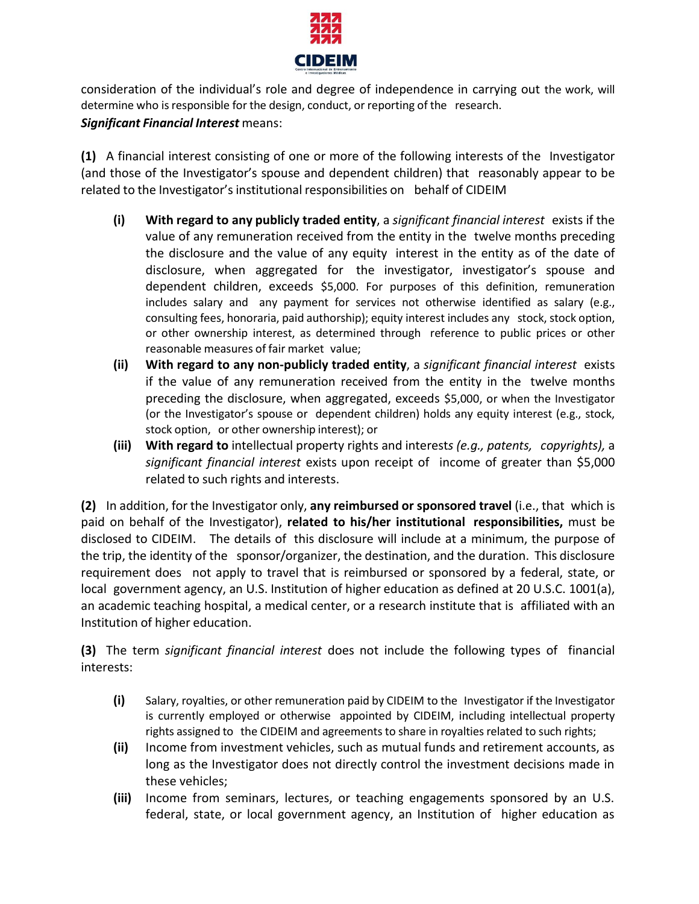consideration of the individual's role and degree of independence in carrying out the work, will determine who is responsible for the design, conduct, or reporting of the research.

***Significant Financial Interest*** means:

**(1)** A financial interest consisting of one or more of the following interests of the Investigator (and those of the Investigator's spouse and dependent children) that reasonably appear to be related to the Investigator's institutional responsibilities on behalf of CIDEIM

- **(i)** **With regard to any publicly traded entity**, a *significant financial interest* exists if the value of any remuneration received from the entity in the twelve months preceding the disclosure and the value of any equity interest in the entity as of the date of disclosure, when aggregated for the investigator, investigator's spouse and dependent children, exceeds $5,000. For purposes of this definition, remuneration includes salary and any payment for services not otherwise identified as salary (e.g., consulting fees, honoraria, paid authorship); equity interest includes any stock, stock option, or other ownership interest, as determined through reference to public prices or other reasonable measures of fair market value;
- **(ii)** **With regard to any non-publicly traded entity**, a *significant financial interest* exists if the value of any remuneration received from the entity in the twelve months preceding the disclosure, when aggregated, exceeds $5,000, or when the Investigator (or the Investigator's spouse or dependent children) holds any equity interest (e.g., stock, stock option, or other ownership interest); or
- **(iii)** **With regard to** intellectual property rights and interest*s (e.g., patents, copyrights),* a *significant financial interest* exists upon receipt of income of greater than $5,000 related to such rights and interests.

**(2)** In addition, for the Investigator only, **any reimbursed or sponsored travel** (i.e., that which is paid on behalf of the Investigator), **related to his/her institutional responsibilities,** must be disclosed to CIDEIM. The details of this disclosure will include at a minimum, the purpose of the trip, the identity of the sponsor/organizer, the destination, and the duration. This disclosure requirement does not apply to travel that is reimbursed or sponsored by a federal, state, or local government agency, an U.S. Institution of higher education as defined at 20 U.S.C. 1001(a), an academic teaching hospital, a medical center, or a research institute that is affiliated with an Institution of higher education.

**(3)** The term *significant financial interest* does not include the following types of financial interests:

- **(i)** Salary, royalties, or other remuneration paid by CIDEIM to the Investigator if the Investigator is currently employed or otherwise appointed by CIDEIM, including intellectual property rights assigned to the CIDEIM and agreements to share in royalties related to such rights;
- **(ii)** Income from investment vehicles, such as mutual funds and retirement accounts, as long as the Investigator does not directly control the investment decisions made in these vehicles;
- **(iii)** Income from seminars, lectures, or teaching engagements sponsored by an U.S. federal, state, or local government agency, an Institution of higher education as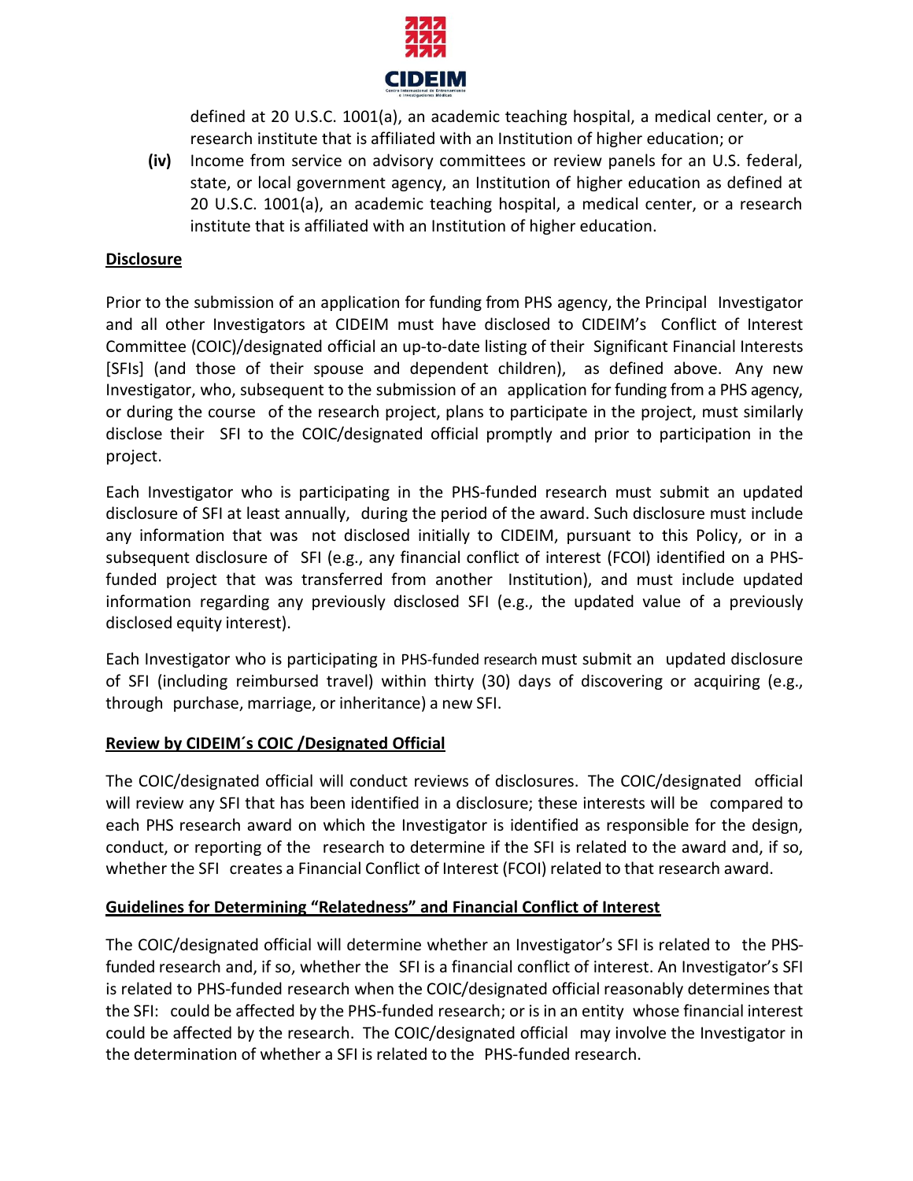defined at 20 U.S.C. 1001(a), an academic teaching hospital, a medical center, or a research institute that is affiliated with an Institution of higher education; or

**(iv)** Income from service on advisory committees or review panels for an U.S. federal, state, or local government agency, an Institution of higher education as defined at 20 U.S.C. 1001(a), an academic teaching hospital, a medical center, or a research institute that is affiliated with an Institution of higher education.

**Disclosure**

Prior to the submission of an application for funding from PHS agency, the Principal Investigator and all other Investigators at CIDEIM must have disclosed to CIDEIM's Conflict of Interest Committee (COIC)/designated official an up-to-date listing of their Significant Financial Interests [SFIs] (and those of their spouse and dependent children), as defined above. Any new Investigator, who, subsequent to the submission of an application for funding from a PHS agency, or during the course of the research project, plans to participate in the project, must similarly disclose their SFI to the COIC/designated official promptly and prior to participation in the project.

Each Investigator who is participating in the PHS-funded research must submit an updated disclosure of SFI at least annually, during the period of the award. Such disclosure must include any information that was not disclosed initially to CIDEIM, pursuant to this Policy, or in a subsequent disclosure of SFI (e.g., any financial conflict of interest (FCOI) identified on a PHS-funded project that was transferred from another Institution), and must include updated information regarding any previously disclosed SFI (e.g., the updated value of a previously disclosed equity interest).

Each Investigator who is participating in PHS-funded research must submit an updated disclosure of SFI (including reimbursed travel) within thirty (30) days of discovering or acquiring (e.g., through purchase, marriage, or inheritance) a new SFI.

**Review by CIDEIM´s COIC /Designated Official**

The COIC/designated official will conduct reviews of disclosures. The COIC/designated official will review any SFI that has been identified in a disclosure; these interests will be compared to each PHS research award on which the Investigator is identified as responsible for the design, conduct, or reporting of the research to determine if the SFI is related to the award and, if so, whether the SFI creates a Financial Conflict of Interest (FCOI) related to that research award.

**Guidelines for Determining "Relatedness" and Financial Conflict of Interest**

The COIC/designated official will determine whether an Investigator's SFI is related to the PHS-funded research and, if so, whether the SFI is a financial conflict of interest. An Investigator's SFI is related to PHS-funded research when the COIC/designated official reasonably determines that the SFI: could be affected by the PHS-funded research; or is in an entity whose financial interest could be affected by the research. The COIC/designated official may involve the Investigator in the determination of whether a SFI is related to the PHS-funded research.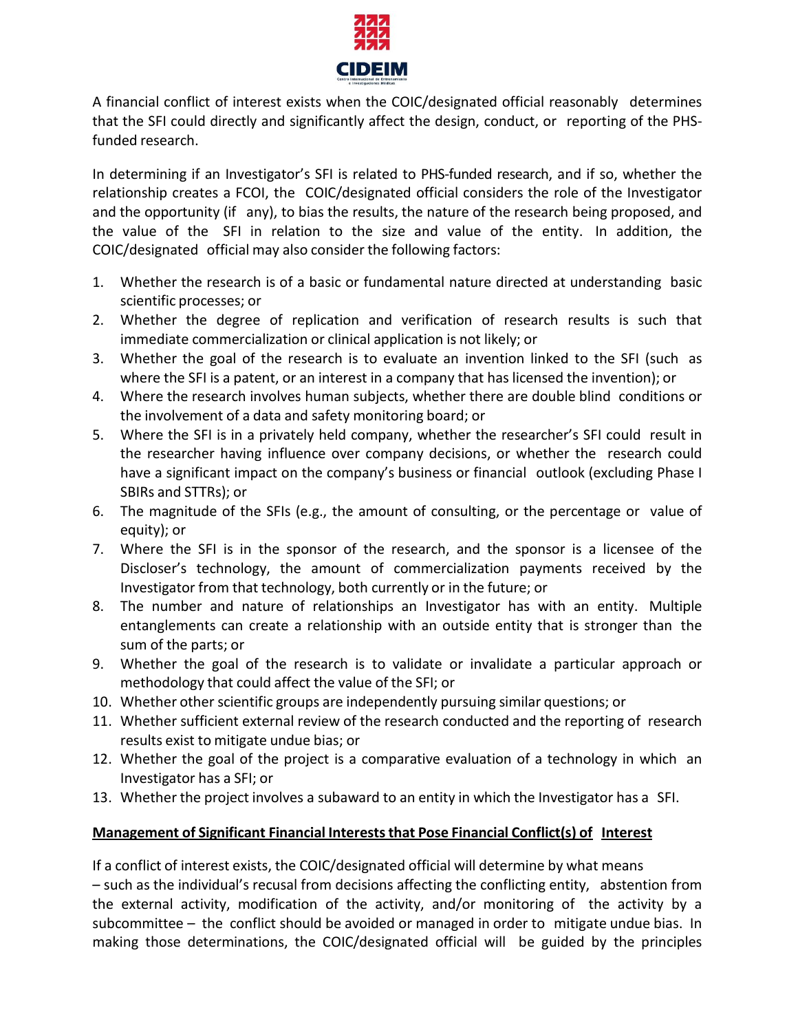A financial conflict of interest exists when the COIC/designated official reasonably determines that the SFI could directly and significantly affect the design, conduct, or reporting of the PHS-funded research.

In determining if an Investigator's SFI is related to PHS-funded research, and if so, whether the relationship creates a FCOI, the COIC/designated official considers the role of the Investigator and the opportunity (if any), to bias the results, the nature of the research being proposed, and the value of the SFI in relation to the size and value of the entity. In addition, the COIC/designated official may also consider the following factors:

1. Whether the research is of a basic or fundamental nature directed at understanding basic scientific processes; or
2. Whether the degree of replication and verification of research results is such that immediate commercialization or clinical application is not likely; or
3. Whether the goal of the research is to evaluate an invention linked to the SFI (such as where the SFI is a patent, or an interest in a company that has licensed the invention); or
4. Where the research involves human subjects, whether there are double blind conditions or the involvement of a data and safety monitoring board; or
5. Where the SFI is in a privately held company, whether the researcher's SFI could result in the researcher having influence over company decisions, or whether the research could have a significant impact on the company's business or financial outlook (excluding Phase I SBIRs and STTRs); or
6. The magnitude of the SFIs (e.g., the amount of consulting, or the percentage or value of equity); or
7. Where the SFI is in the sponsor of the research, and the sponsor is a licensee of the Discloser's technology, the amount of commercialization payments received by the Investigator from that technology, both currently or in the future; or
8. The number and nature of relationships an Investigator has with an entity. Multiple entanglements can create a relationship with an outside entity that is stronger than the sum of the parts; or
9. Whether the goal of the research is to validate or invalidate a particular approach or methodology that could affect the value of the SFI; or
10. Whether other scientific groups are independently pursuing similar questions; or
11. Whether sufficient external review of the research conducted and the reporting of research results exist to mitigate undue bias; or
12. Whether the goal of the project is a comparative evaluation of a technology in which an Investigator has a SFI; or
13. Whether the project involves a subaward to an entity in which the Investigator has a SFI.

**Management of Significant Financial Interests that Pose Financial Conflict(s) of Interest**

If a conflict of interest exists, the COIC/designated official will determine by what means – such as the individual's recusal from decisions affecting the conflicting entity, abstention from the external activity, modification of the activity, and/or monitoring of the activity by a subcommittee – the conflict should be avoided or managed in order to mitigate undue bias. In making those determinations, the COIC/designated official will be guided by the principles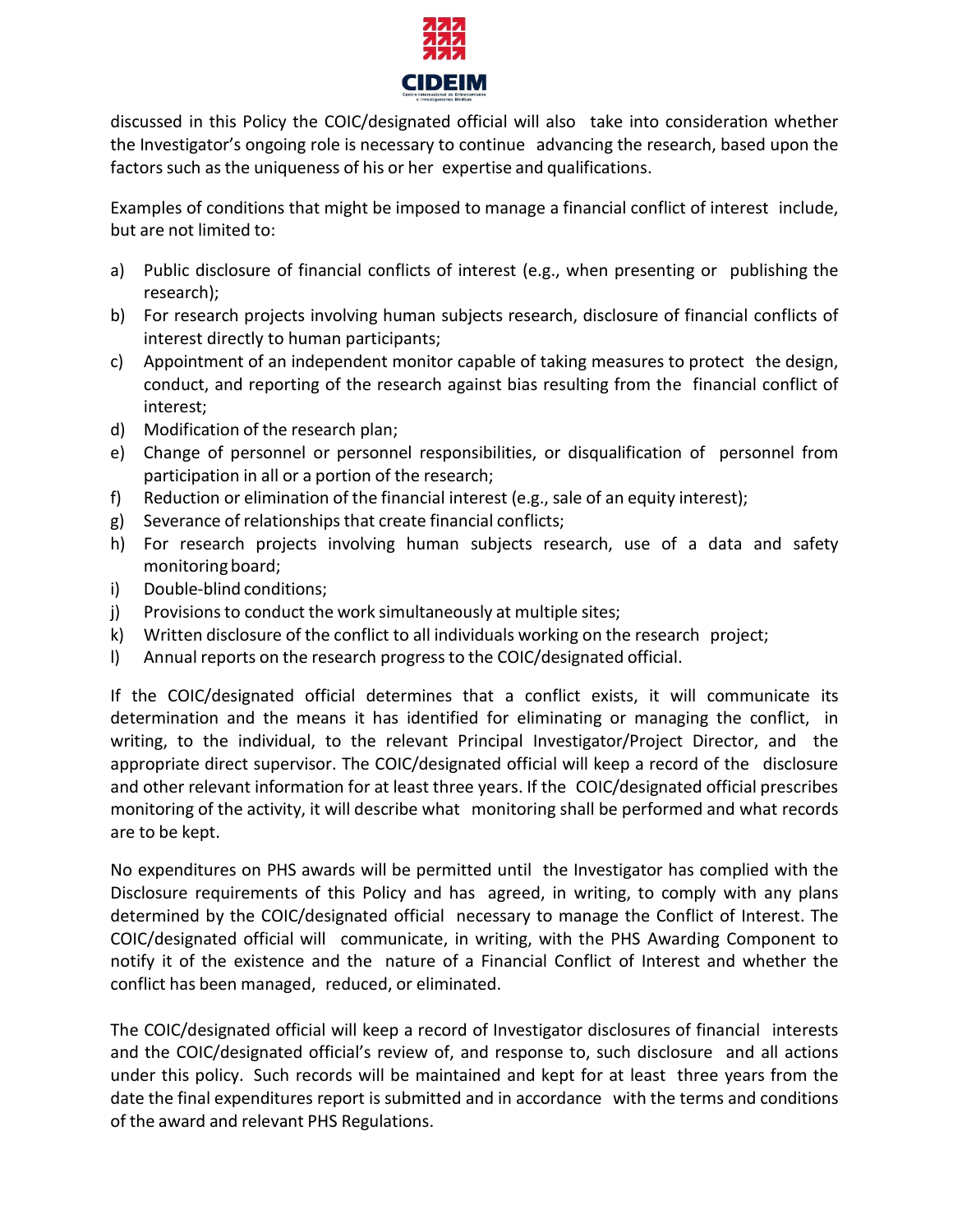discussed in this Policy the COIC/designated official will also take into consideration whether the Investigator's ongoing role is necessary to continue advancing the research, based upon the factors such as the uniqueness of his or her expertise and qualifications.

Examples of conditions that might be imposed to manage a financial conflict of interest include, but are not limited to:

a) Public disclosure of financial conflicts of interest (e.g., when presenting or publishing the research);
b) For research projects involving human subjects research, disclosure of financial conflicts of interest directly to human participants;
c) Appointment of an independent monitor capable of taking measures to protect the design, conduct, and reporting of the research against bias resulting from the financial conflict of interest;
d) Modification of the research plan;
e) Change of personnel or personnel responsibilities, or disqualification of personnel from participation in all or a portion of the research;
f) Reduction or elimination of the financial interest (e.g., sale of an equity interest);
g) Severance of relationships that create financial conflicts;
h) For research projects involving human subjects research, use of a data and safety monitoring board;
i) Double-blind conditions;
j) Provisions to conduct the work simultaneously at multiple sites;
k) Written disclosure of the conflict to all individuals working on the research project;
l) Annual reports on the research progress to the COIC/designated official.

If the COIC/designated official determines that a conflict exists, it will communicate its determination and the means it has identified for eliminating or managing the conflict, in writing, to the individual, to the relevant Principal Investigator/Project Director, and the appropriate direct supervisor. The COIC/designated official will keep a record of the disclosure and other relevant information for at least three years. If the COIC/designated official prescribes monitoring of the activity, it will describe what monitoring shall be performed and what records are to be kept.

No expenditures on PHS awards will be permitted until the Investigator has complied with the Disclosure requirements of this Policy and has agreed, in writing, to comply with any plans determined by the COIC/designated official necessary to manage the Conflict of Interest. The COIC/designated official will communicate, in writing, with the PHS Awarding Component to notify it of the existence and the nature of a Financial Conflict of Interest and whether the conflict has been managed, reduced, or eliminated.

The COIC/designated official will keep a record of Investigator disclosures of financial interests and the COIC/designated official's review of, and response to, such disclosure and all actions under this policy. Such records will be maintained and kept for at least three years from the date the final expenditures report is submitted and in accordance with the terms and conditions of the award and relevant PHS Regulations.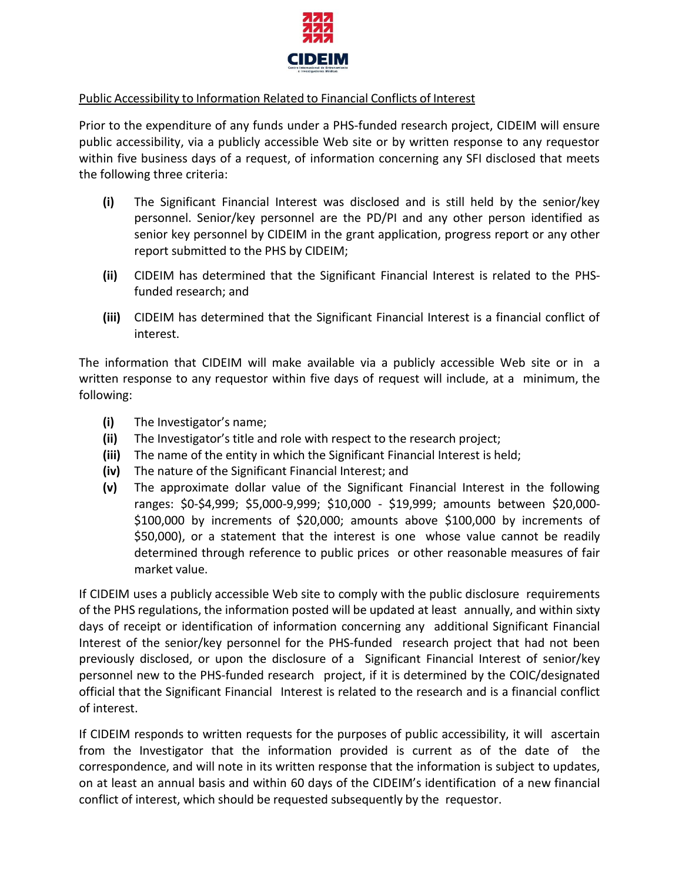## Public Accessibility to Information Related to Financial Conflicts of Interest

Prior to the expenditure of any funds under a PHS-funded research project, CIDEIM will ensure public accessibility, via a publicly accessible Web site or by written response to any requestor within five business days of a request, of information concerning any SFI disclosed that meets the following three criteria:

- **(i)** The Significant Financial Interest was disclosed and is still held by the senior/key personnel. Senior/key personnel are the PD/PI and any other person identified as senior key personnel by CIDEIM in the grant application, progress report or any other report submitted to the PHS by CIDEIM;
- **(ii)** CIDEIM has determined that the Significant Financial Interest is related to the PHS-funded research; and
- **(iii)** CIDEIM has determined that the Significant Financial Interest is a financial conflict of interest.

The information that CIDEIM will make available via a publicly accessible Web site or in a written response to any requestor within five days of request will include, at a minimum, the following:

- **(i)** The Investigator's name;
- **(ii)** The Investigator's title and role with respect to the research project;
- **(iii)** The name of the entity in which the Significant Financial Interest is held;
- **(iv)** The nature of the Significant Financial Interest; and
- **(v)** The approximate dollar value of the Significant Financial Interest in the following ranges: $0-$4,999; $5,000-9,999; $10,000 - $19,999; amounts between $20,000-$100,000 by increments of $20,000; amounts above $100,000 by increments of $50,000), or a statement that the interest is one whose value cannot be readily determined through reference to public prices or other reasonable measures of fair market value.

If CIDEIM uses a publicly accessible Web site to comply with the public disclosure requirements of the PHS regulations, the information posted will be updated at least annually, and within sixty days of receipt or identification of information concerning any additional Significant Financial Interest of the senior/key personnel for the PHS-funded research project that had not been previously disclosed, or upon the disclosure of a Significant Financial Interest of senior/key personnel new to the PHS-funded research project, if it is determined by the COIC/designated official that the Significant Financial Interest is related to the research and is a financial conflict of interest.

If CIDEIM responds to written requests for the purposes of public accessibility, it will ascertain from the Investigator that the information provided is current as of the date of the correspondence, and will note in its written response that the information is subject to updates, on at least an annual basis and within 60 days of the CIDEIM's identification of a new financial conflict of interest, which should be requested subsequently by the requestor.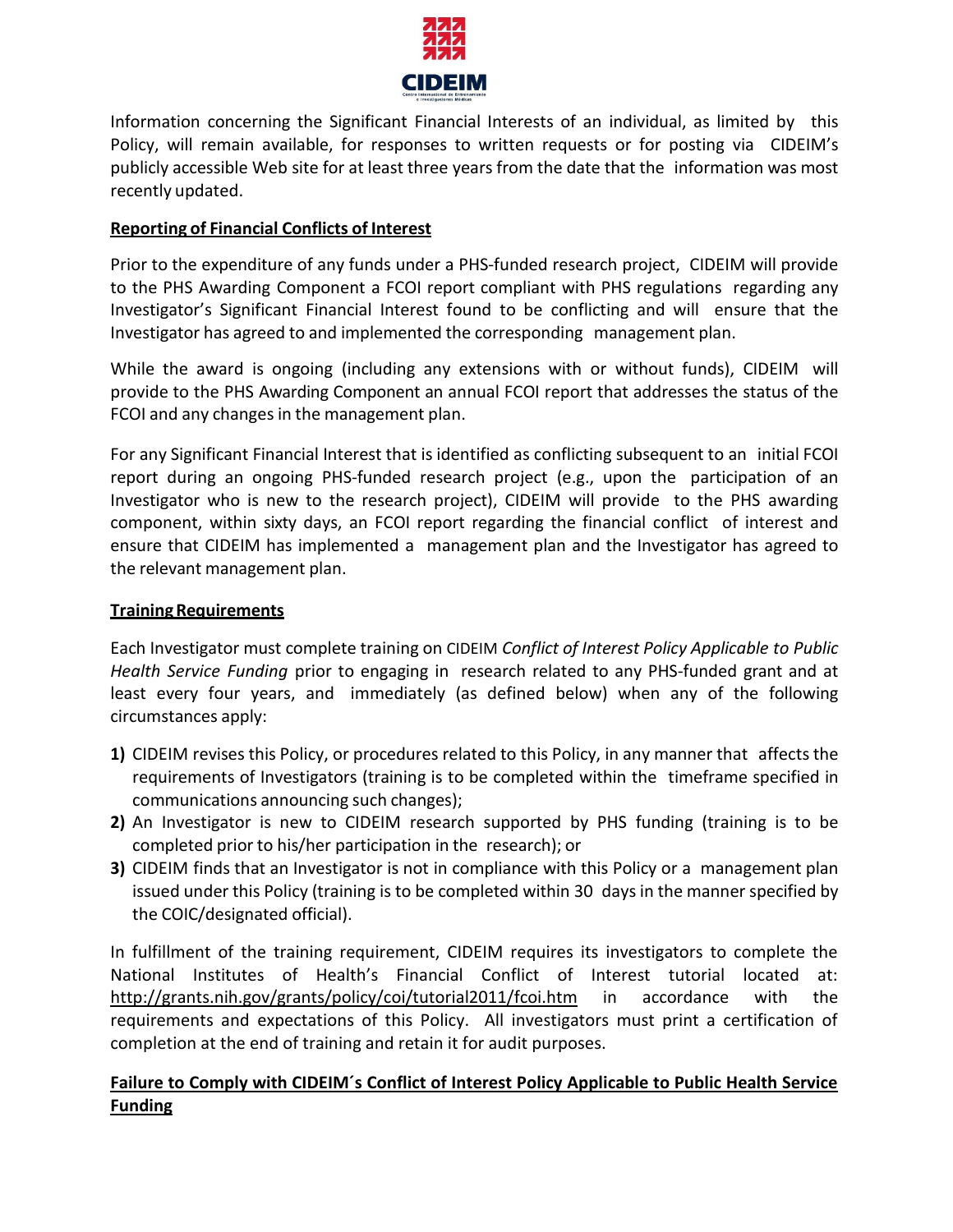Information concerning the Significant Financial Interests of an individual, as limited by this Policy, will remain available, for responses to written requests or for posting via CIDEIM's publicly accessible Web site for at least three years from the date that the information was most recently updated.

**Reporting of Financial Conflicts of Interest**

Prior to the expenditure of any funds under a PHS-funded research project, CIDEIM will provide to the PHS Awarding Component a FCOI report compliant with PHS regulations regarding any Investigator's Significant Financial Interest found to be conflicting and will ensure that the Investigator has agreed to and implemented the corresponding management plan.

While the award is ongoing (including any extensions with or without funds), CIDEIM will provide to the PHS Awarding Component an annual FCOI report that addresses the status of the FCOI and any changes in the management plan.

For any Significant Financial Interest that is identified as conflicting subsequent to an initial FCOI report during an ongoing PHS-funded research project (e.g., upon the participation of an Investigator who is new to the research project), CIDEIM will provide to the PHS awarding component, within sixty days, an FCOI report regarding the financial conflict of interest and ensure that CIDEIM has implemented a management plan and the Investigator has agreed to the relevant management plan.

**Training Requirements**

Each Investigator must complete training on CIDEIM *Conflict of Interest Policy Applicable to Public Health Service Funding* prior to engaging in research related to any PHS-funded grant and at least every four years, and immediately (as defined below) when any of the following circumstances apply:

1) CIDEIM revises this Policy, or procedures related to this Policy, in any manner that affects the requirements of Investigators (training is to be completed within the timeframe specified in communications announcing such changes);
2) An Investigator is new to CIDEIM research supported by PHS funding (training is to be completed prior to his/her participation in the research); or
3) CIDEIM finds that an Investigator is not in compliance with this Policy or a management plan issued under this Policy (training is to be completed within 30 days in the manner specified by the COIC/designated official).

In fulfillment of the training requirement, CIDEIM requires its investigators to complete the National Institutes of Health's Financial Conflict of Interest tutorial located at: http://grants.nih.gov/grants/policy/coi/tutorial2011/fcoi.htm in accordance with the requirements and expectations of this Policy. All investigators must print a certification of completion at the end of training and retain it for audit purposes.

**Failure to Comply with CIDEIM´s Conflict of Interest Policy Applicable to Public Health Service Funding**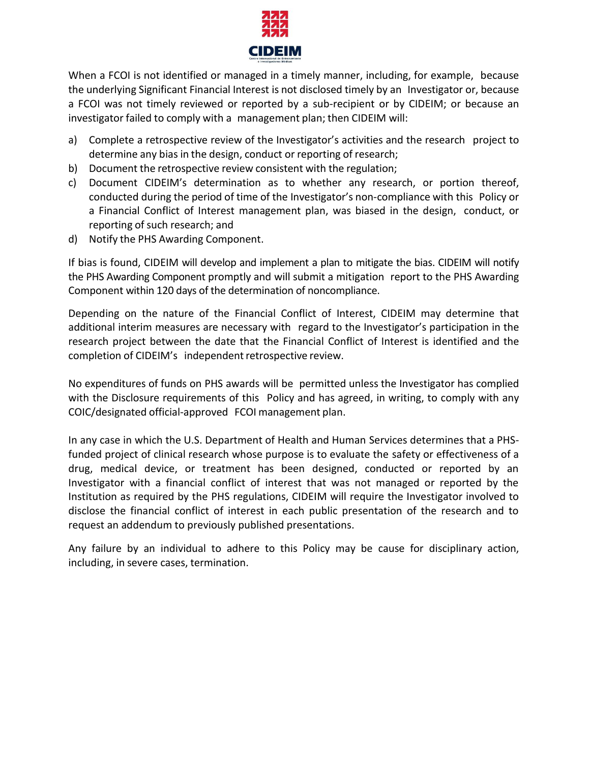When a FCOI is not identified or managed in a timely manner, including, for example, because the underlying Significant Financial Interest is not disclosed timely by an Investigator or, because a FCOI was not timely reviewed or reported by a sub-recipient or by CIDEIM; or because an investigator failed to comply with a management plan; then CIDEIM will:

a) Complete a retrospective review of the Investigator's activities and the research project to determine any bias in the design, conduct or reporting of research;
b) Document the retrospective review consistent with the regulation;
c) Document CIDEIM's determination as to whether any research, or portion thereof, conducted during the period of time of the Investigator's non-compliance with this Policy or a Financial Conflict of Interest management plan, was biased in the design, conduct, or reporting of such research; and
d) Notify the PHS Awarding Component.

If bias is found, CIDEIM will develop and implement a plan to mitigate the bias. CIDEIM will notify the PHS Awarding Component promptly and will submit a mitigation report to the PHS Awarding Component within 120 days of the determination of noncompliance.

Depending on the nature of the Financial Conflict of Interest, CIDEIM may determine that additional interim measures are necessary with regard to the Investigator's participation in the research project between the date that the Financial Conflict of Interest is identified and the completion of CIDEIM's independent retrospective review.

No expenditures of funds on PHS awards will be permitted unless the Investigator has complied with the Disclosure requirements of this Policy and has agreed, in writing, to comply with any COIC/designated official-approved FCOI management plan.

In any case in which the U.S. Department of Health and Human Services determines that a PHS-funded project of clinical research whose purpose is to evaluate the safety or effectiveness of a drug, medical device, or treatment has been designed, conducted or reported by an Investigator with a financial conflict of interest that was not managed or reported by the Institution as required by the PHS regulations, CIDEIM will require the Investigator involved to disclose the financial conflict of interest in each public presentation of the research and to request an addendum to previously published presentations.

Any failure by an individual to adhere to this Policy may be cause for disciplinary action, including, in severe cases, termination.